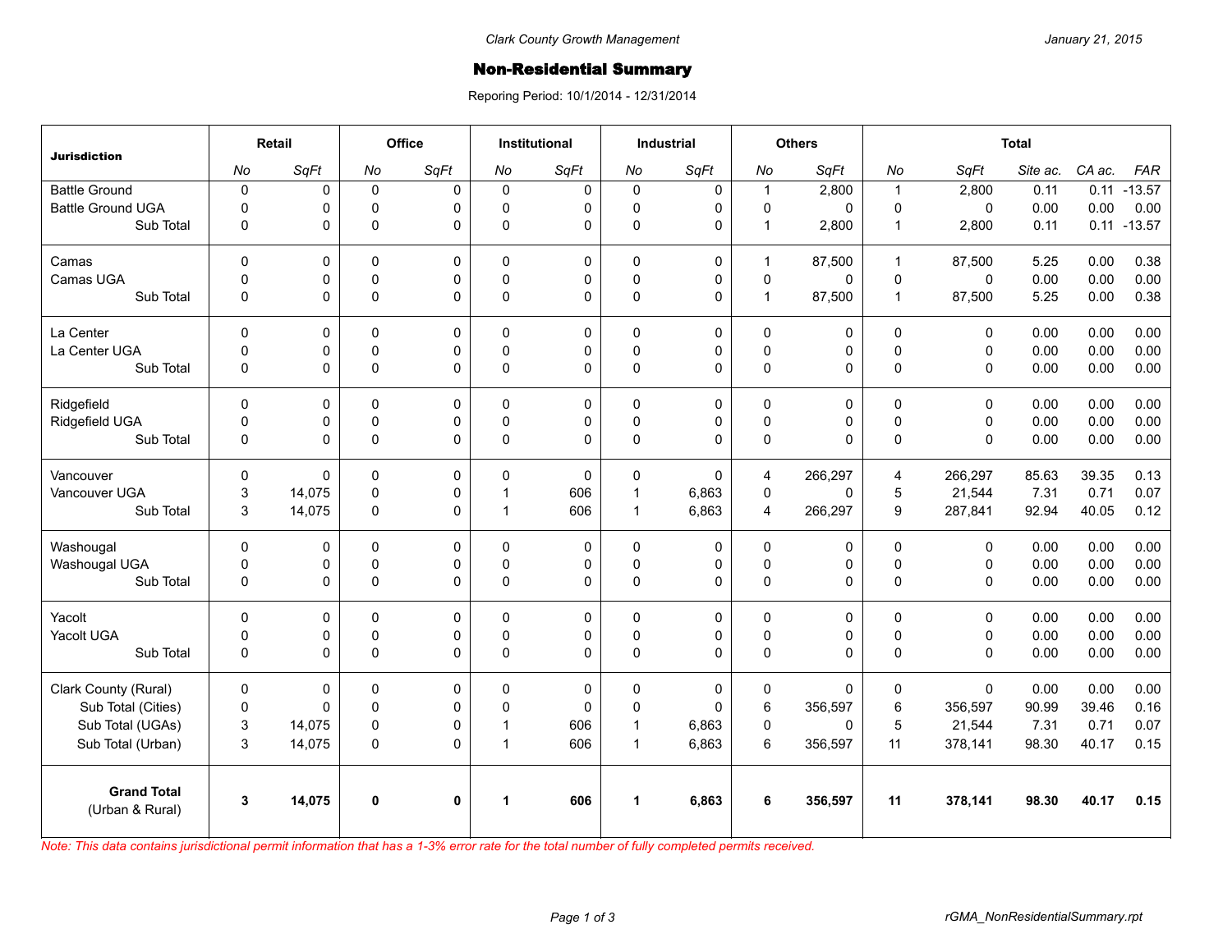Clark County Growth Management

January 21, 2015

# Non-Residential Summary

Reporing Period: 10/1/2014 - 12/31/2014

| Jurisdiction | Retail | | Office | | Institutional | | Industrial | | Others | | Total | | | | |
|---|---|---|---|---|---|---|---|---|---|---|---|---|---|---|---|
| | *No* | *SqFt* | *No* | *SqFt* | *No* | *SqFt* | *No* | *SqFt* | *No* | *SqFt* | *No* | *SqFt* | *Site ac.* | *CA ac.* | *FAR* |
| Battle Ground | 0 | 0 | 0 | 0 | 0 | 0 | 0 | 0 | 1 | 2,800 | 1 | 2,800 | 0.11 | 0.11 | -13.57 |
| Battle Ground UGA | 0 | 0 | 0 | 0 | 0 | 0 | 0 | 0 | 0 | 0 | 0 | 0 | 0.00 | 0.00 | 0.00 |
| Sub Total | 0 | 0 | 0 | 0 | 0 | 0 | 0 | 0 | 1 | 2,800 | 1 | 2,800 | 0.11 | 0.11 | -13.57 |
| Camas | 0 | 0 | 0 | 0 | 0 | 0 | 0 | 0 | 1 | 87,500 | 1 | 87,500 | 5.25 | 0.00 | 0.38 |
| Camas UGA | 0 | 0 | 0 | 0 | 0 | 0 | 0 | 0 | 0 | 0 | 0 | 0 | 0.00 | 0.00 | 0.00 |
| Sub Total | 0 | 0 | 0 | 0 | 0 | 0 | 0 | 0 | 1 | 87,500 | 1 | 87,500 | 5.25 | 0.00 | 0.38 |
| La Center | 0 | 0 | 0 | 0 | 0 | 0 | 0 | 0 | 0 | 0 | 0 | 0 | 0.00 | 0.00 | 0.00 |
| La Center UGA | 0 | 0 | 0 | 0 | 0 | 0 | 0 | 0 | 0 | 0 | 0 | 0 | 0.00 | 0.00 | 0.00 |
| Sub Total | 0 | 0 | 0 | 0 | 0 | 0 | 0 | 0 | 0 | 0 | 0 | 0 | 0.00 | 0.00 | 0.00 |
| Ridgefield | 0 | 0 | 0 | 0 | 0 | 0 | 0 | 0 | 0 | 0 | 0 | 0 | 0.00 | 0.00 | 0.00 |
| Ridgefield UGA | 0 | 0 | 0 | 0 | 0 | 0 | 0 | 0 | 0 | 0 | 0 | 0 | 0.00 | 0.00 | 0.00 |
| Sub Total | 0 | 0 | 0 | 0 | 0 | 0 | 0 | 0 | 0 | 0 | 0 | 0 | 0.00 | 0.00 | 0.00 |
| Vancouver | 0 | 0 | 0 | 0 | 0 | 0 | 0 | 0 | 4 | 266,297 | 4 | 266,297 | 85.63 | 39.35 | 0.13 |
| Vancouver UGA | 3 | 14,075 | 0 | 0 | 1 | 606 | 1 | 6,863 | 0 | 0 | 5 | 21,544 | 7.31 | 0.71 | 0.07 |
| Sub Total | 3 | 14,075 | 0 | 0 | 1 | 606 | 1 | 6,863 | 4 | 266,297 | 9 | 287,841 | 92.94 | 40.05 | 0.12 |
| Washougal | 0 | 0 | 0 | 0 | 0 | 0 | 0 | 0 | 0 | 0 | 0 | 0 | 0.00 | 0.00 | 0.00 |
| Washougal UGA | 0 | 0 | 0 | 0 | 0 | 0 | 0 | 0 | 0 | 0 | 0 | 0 | 0.00 | 0.00 | 0.00 |
| Sub Total | 0 | 0 | 0 | 0 | 0 | 0 | 0 | 0 | 0 | 0 | 0 | 0 | 0.00 | 0.00 | 0.00 |
| Yacolt | 0 | 0 | 0 | 0 | 0 | 0 | 0 | 0 | 0 | 0 | 0 | 0 | 0.00 | 0.00 | 0.00 |
| Yacolt UGA | 0 | 0 | 0 | 0 | 0 | 0 | 0 | 0 | 0 | 0 | 0 | 0 | 0.00 | 0.00 | 0.00 |
| Sub Total | 0 | 0 | 0 | 0 | 0 | 0 | 0 | 0 | 0 | 0 | 0 | 0 | 0.00 | 0.00 | 0.00 |
| Clark County (Rural) | 0 | 0 | 0 | 0 | 0 | 0 | 0 | 0 | 0 | 0 | 0 | 0 | 0.00 | 0.00 | 0.00 |
| Sub Total (Cities) | 0 | 0 | 0 | 0 | 0 | 0 | 0 | 0 | 6 | 356,597 | 6 | 356,597 | 90.99 | 39.46 | 0.16 |
| Sub Total (UGAs) | 3 | 14,075 | 0 | 0 | 1 | 606 | 1 | 6,863 | 0 | 0 | 5 | 21,544 | 7.31 | 0.71 | 0.07 |
| Sub Total (Urban) | 3 | 14,075 | 0 | 0 | 1 | 606 | 1 | 6,863 | 6 | 356,597 | 11 | 378,141 | 98.30 | 40.17 | 0.15 |
| **Grand Total** (Urban & Rural) | **3** | **14,075** | **0** | **0** | **1** | **606** | **1** | **6,863** | **6** | **356,597** | **11** | **378,141** | **98.30** | **40.17** | **0.15** |

*Note: This data contains jurisdictional permit information that has a 1-3% error rate for the total number of fully completed permits received.*

rGMA_NonResidentialSummary.rpt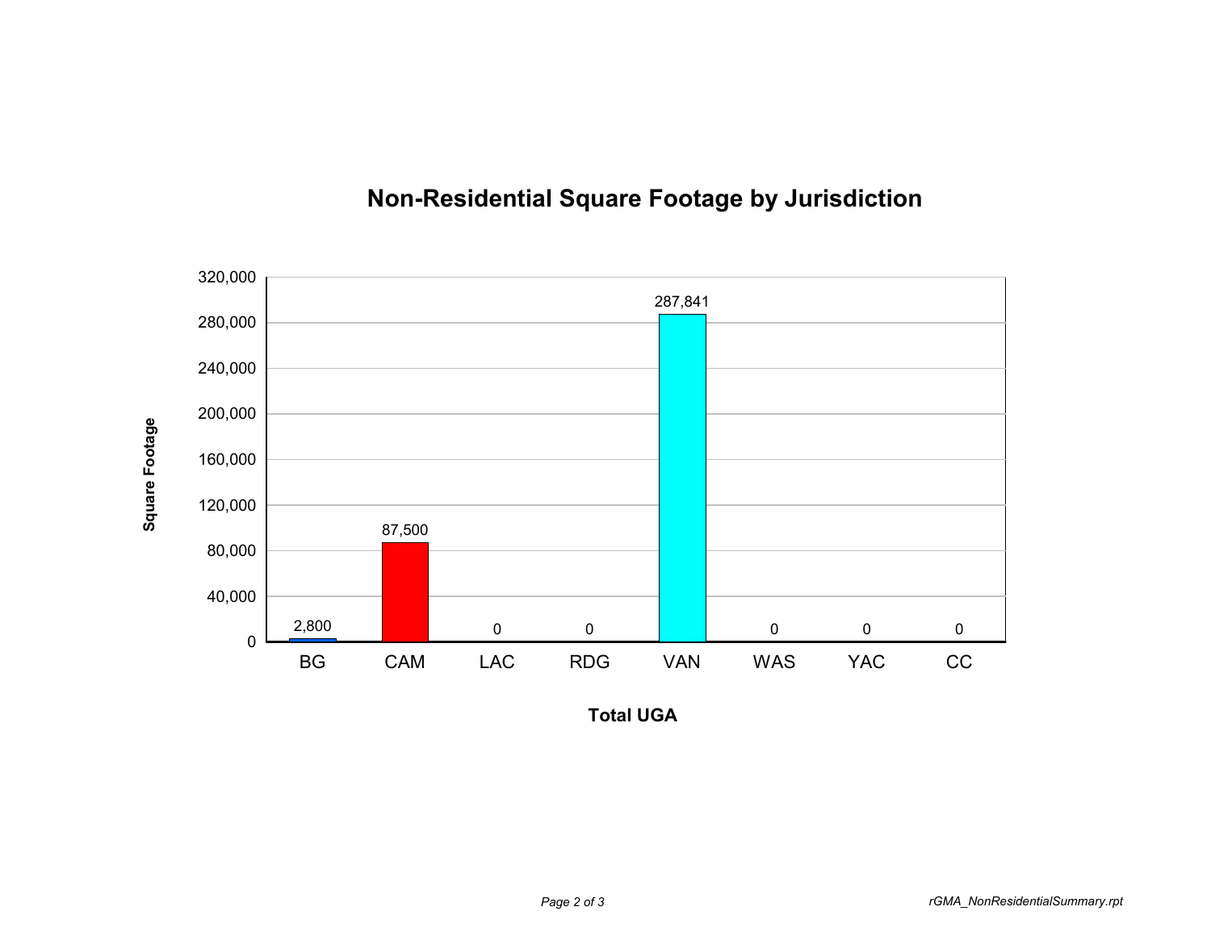# Non-Residential Square Footage by Jurisdiction

| Jurisdiction | Square Footage |
|---|---|
| BG | 2,800 |
| CAM | 87,500 |
| LAC | 0 |
| RDG | 0 |
| VAN | 287,841 |
| WAS | 0 |
| YAC | 0 |
| CC | 0 |

Total UGA

rGMA_NonResidentialSummary.rpt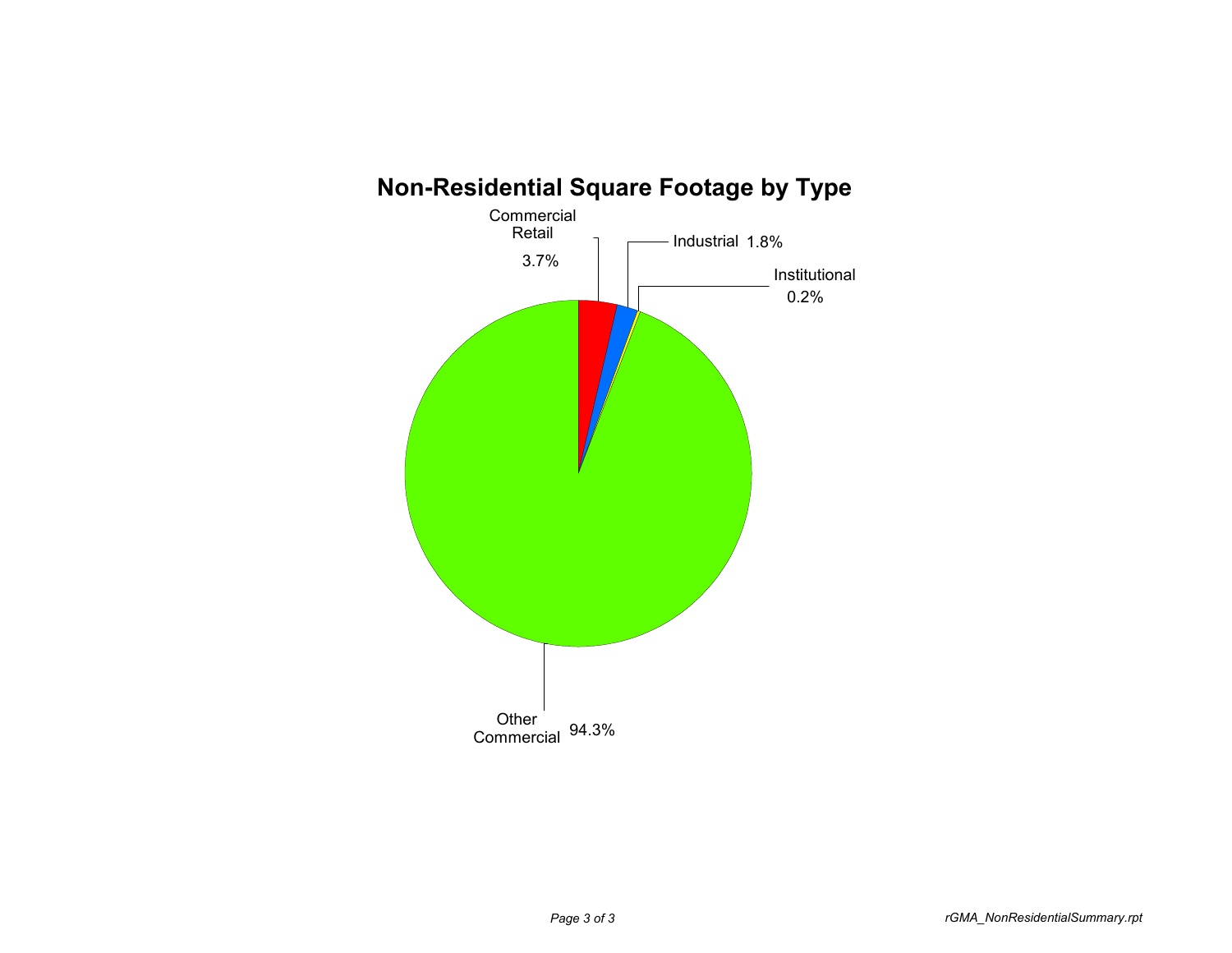## Non-Residential Square Footage by Type

Commercial Retail

3.7%

Industrial 1.8%

Institutional

0.2%

Other Commercial 94.3%